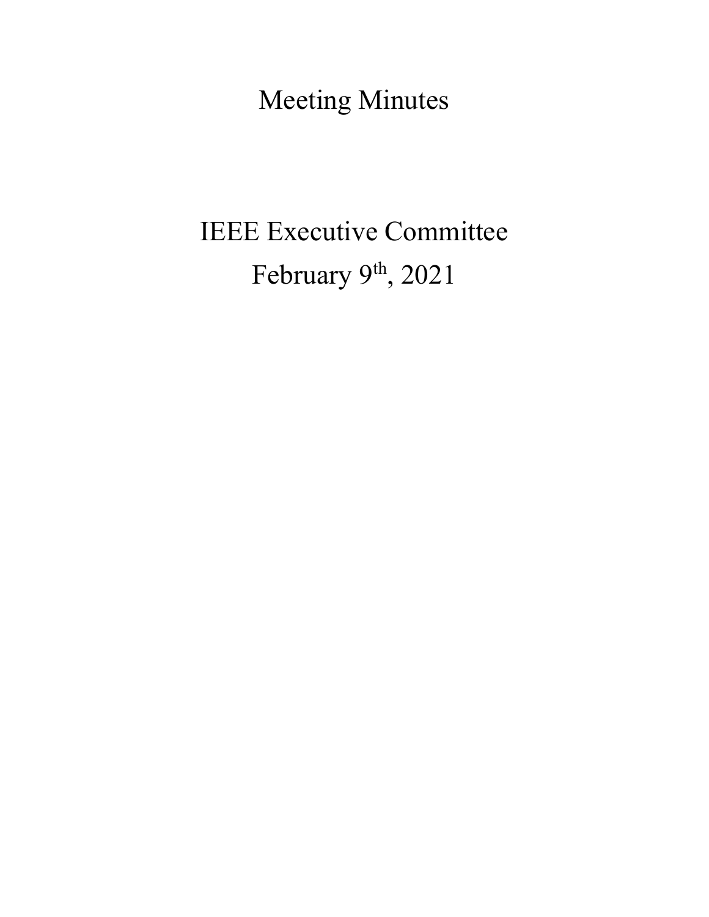# Meeting Minutes

## IEEE Executive Committee

## February 9th, 2021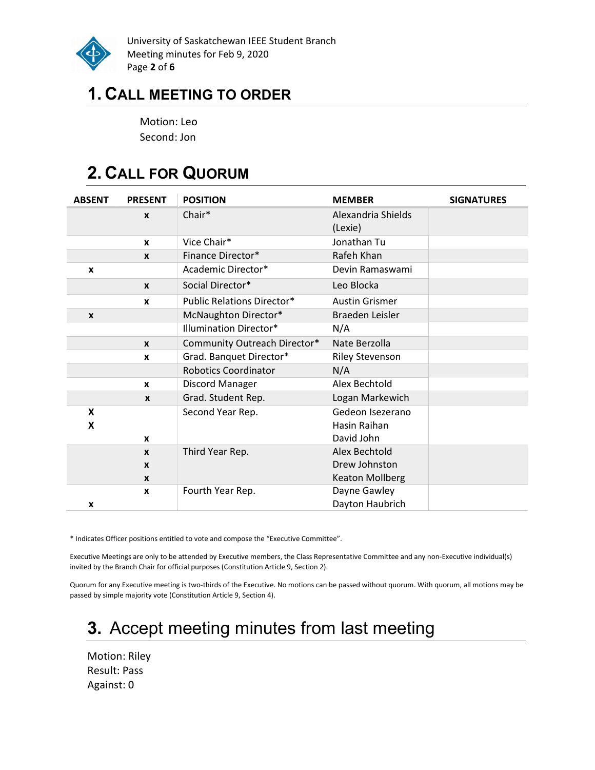# 1. Call Meeting to Order

Motion: Leo
Second: Jon

# 2. Call for Quorum

| ABSENT | PRESENT | POSITION | MEMBER | SIGNATURES |
|---|---|---|---|---|
| | x | Chair* | Alexandria Shields (Lexie) | |
| | x | Vice Chair* | Jonathan Tu | |
| | x | Finance Director* | Rafeh Khan | |
| x | | Academic Director* | Devin Ramaswami | |
| | x | Social Director* | Leo Blocka | |
| | x | Public Relations Director* | Austin Grismer | |
| x | | McNaughton Director* | Braeden Leisler | |
| | | Illumination Director* | N/A | |
| | x | Community Outreach Director* | Nate Berzolla | |
| | x | Grad. Banquet Director* | Riley Stevenson | |
| | | Robotics Coordinator | N/A | |
| | x | Discord Manager | Alex Bechtold | |
| | x | Grad. Student Rep. | Logan Markewich | |
| X | | Second Year Rep. | Gedeon Isezerano | |
| X | | | Hasin Raihan | |
| | x | | David John | |
| | x | Third Year Rep. | Alex Bechtold | |
| | x | | Drew Johnston | |
| | x | | Keaton Mollberg | |
| | x | Fourth Year Rep. | Dayne Gawley | |
| x | | | Dayton Haubrich | |

* Indicates Officer positions entitled to vote and compose the "Executive Committee".

Executive Meetings are only to be attended by Executive members, the Class Representative Committee and any non-Executive individual(s) invited by the Branch Chair for official purposes (Constitution Article 9, Section 2).

Quorum for any Executive meeting is two-thirds of the Executive. No motions can be passed without quorum. With quorum, all motions may be passed by simple majority vote (Constitution Article 9, Section 4).

# 3. Accept meeting minutes from last meeting

Motion: Riley
Result: Pass
Against: 0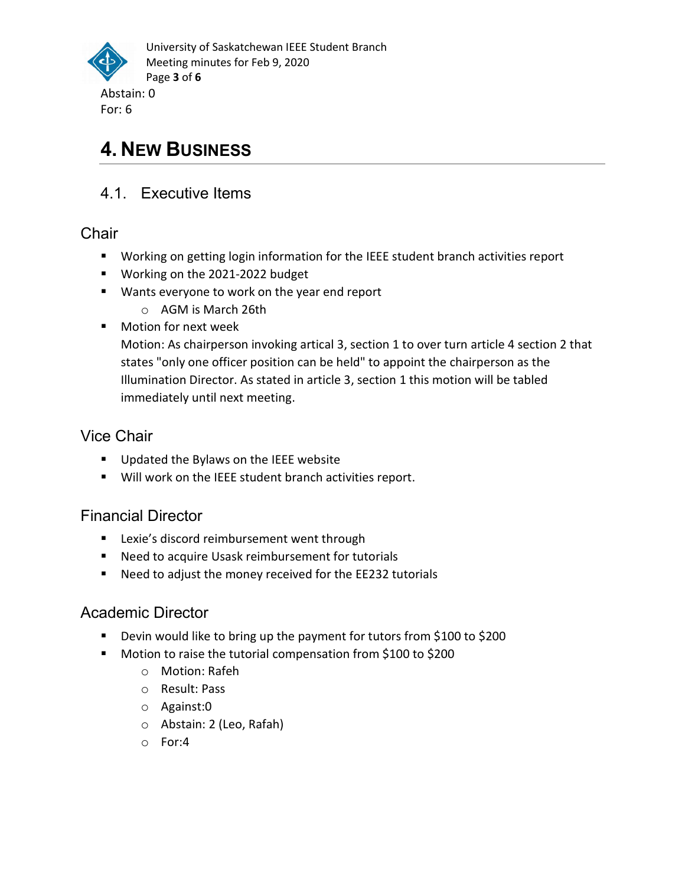Abstain: 0
For: 6

# 4. New Business

## 4.1. Executive Items

### Chair

- Working on getting login information for the IEEE student branch activities report
- Working on the 2021-2022 budget
- Wants everyone to work on the year end report
  - AGM is March 26th
- Motion for next week

  Motion: As chairperson invoking artical 3, section 1 to over turn article 4 section 2 that states "only one officer position can be held" to appoint the chairperson as the Illumination Director. As stated in article 3, section 1 this motion will be tabled immediately until next meeting.

### Vice Chair

- Updated the Bylaws on the IEEE website
- Will work on the IEEE student branch activities report.

### Financial Director

- Lexie's discord reimbursement went through
- Need to acquire Usask reimbursement for tutorials
- Need to adjust the money received for the EE232 tutorials

### Academic Director

- Devin would like to bring up the payment for tutors from $100 to $200
- Motion to raise the tutorial compensation from $100 to $200
  - Motion: Rafeh
  - Result: Pass
  - Against:0
  - Abstain: 2 (Leo, Rafah)
  - For:4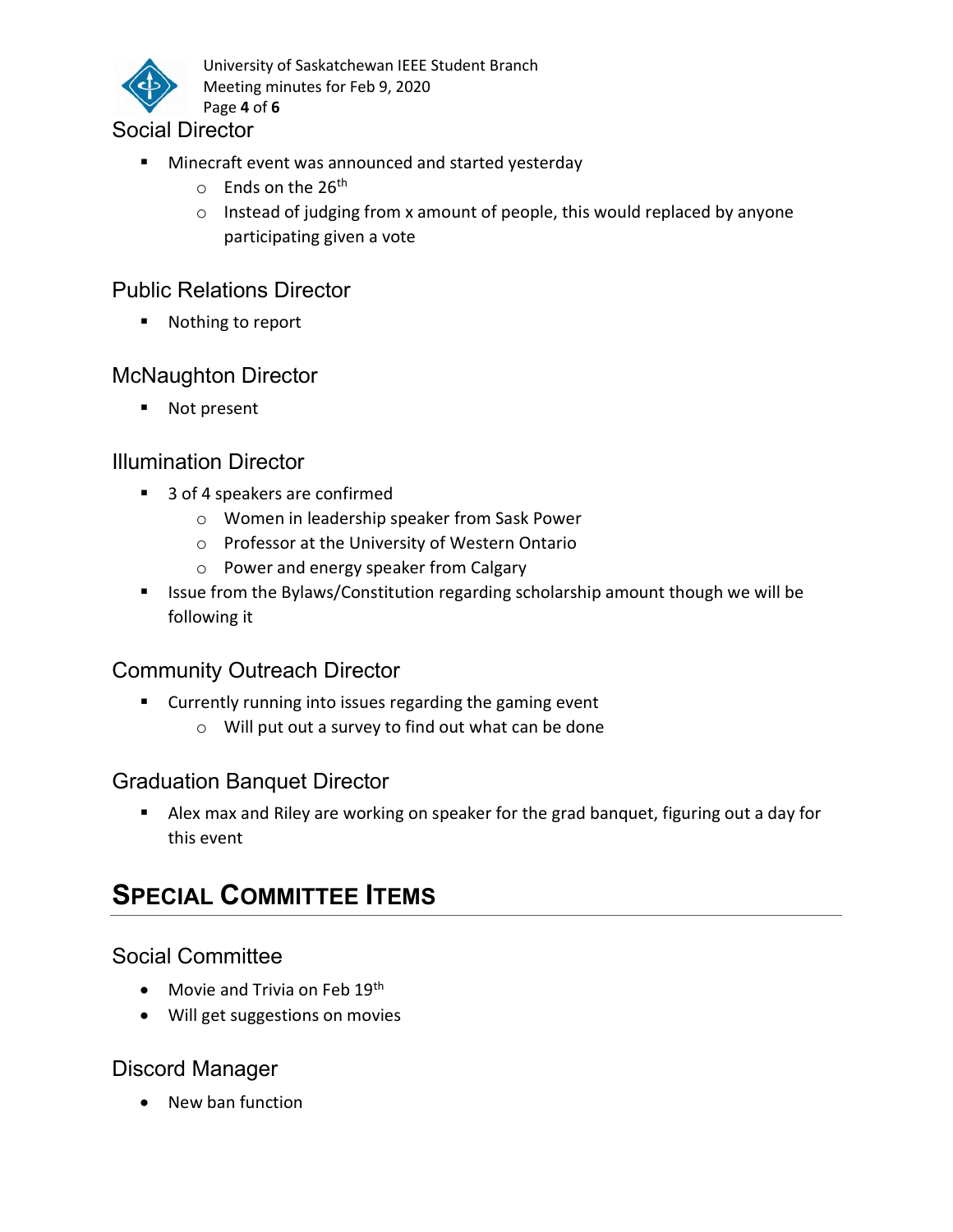### Social Director

- Minecraft event was announced and started yesterday
    - Ends on the 26th
    - Instead of judging from x amount of people, this would replaced by anyone participating given a vote

### Public Relations Director

- Nothing to report

### McNaughton Director

- Not present

### Illumination Director

- 3 of 4 speakers are confirmed
    - Women in leadership speaker from Sask Power
    - Professor at the University of Western Ontario
    - Power and energy speaker from Calgary
- Issue from the Bylaws/Constitution regarding scholarship amount though we will be following it

### Community Outreach Director

- Currently running into issues regarding the gaming event
    - Will put out a survey to find out what can be done

### Graduation Banquet Director

- Alex max and Riley are working on speaker for the grad banquet, figuring out a day for this event

## SPECIAL COMMITTEE ITEMS

### Social Committee

- Movie and Trivia on Feb 19th
- Will get suggestions on movies

### Discord Manager

- New ban function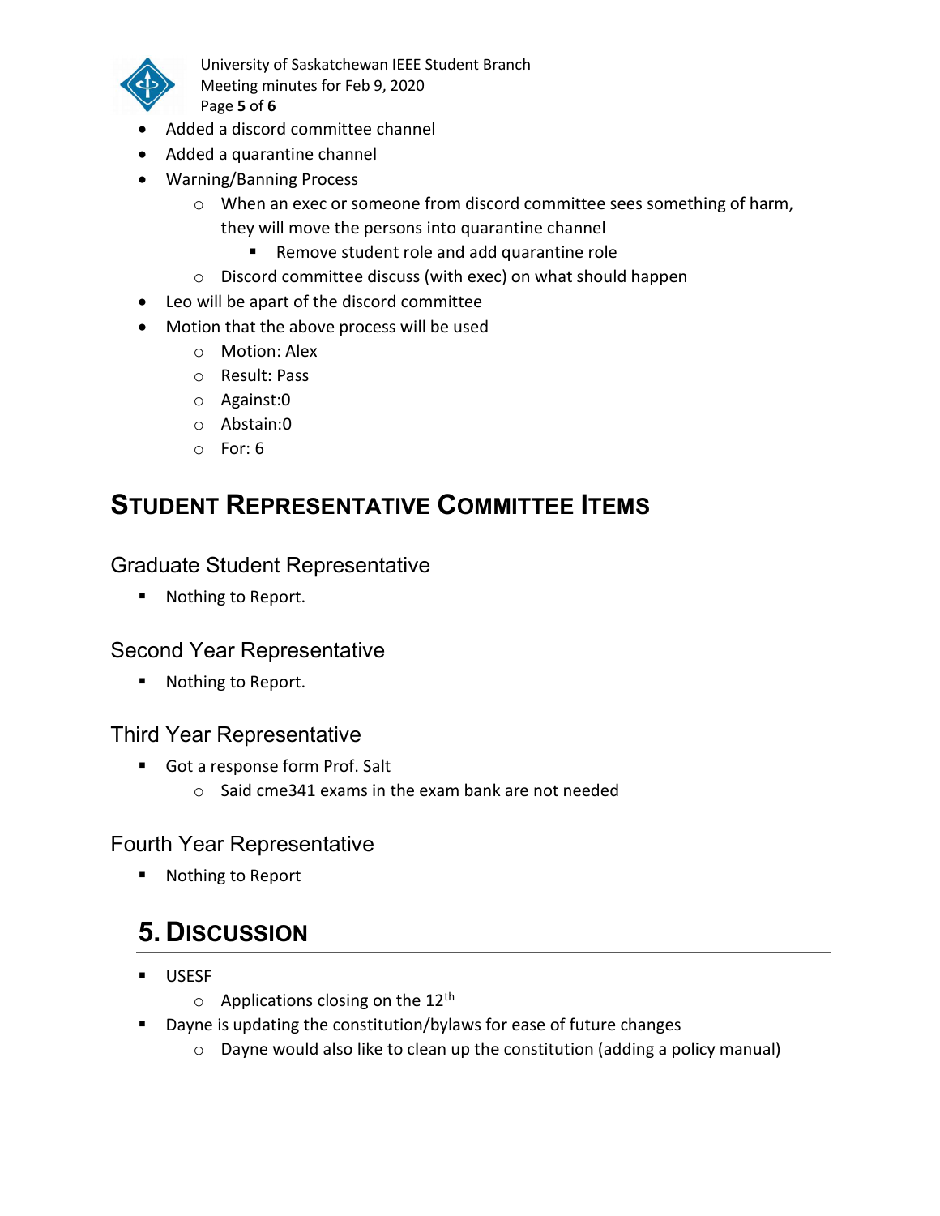- Added a discord committee channel
- Added a quarantine channel
- Warning/Banning Process
    - When an exec or someone from discord committee sees something of harm, they will move the persons into quarantine channel
        - Remove student role and add quarantine role
    - Discord committee discuss (with exec) on what should happen
- Leo will be apart of the discord committee
- Motion that the above process will be used
    - Motion: Alex
    - Result: Pass
    - Against:0
    - Abstain:0
    - For: 6

## STUDENT REPRESENTATIVE COMMITTEE ITEMS

### Graduate Student Representative

- Nothing to Report.

### Second Year Representative

- Nothing to Report.

### Third Year Representative

- Got a response form Prof. Salt
    - Said cme341 exams in the exam bank are not needed

### Fourth Year Representative

- Nothing to Report

## 5. DISCUSSION

- USESF
    - Applications closing on the 12th
- Dayne is updating the constitution/bylaws for ease of future changes
    - Dayne would also like to clean up the constitution (adding a policy manual)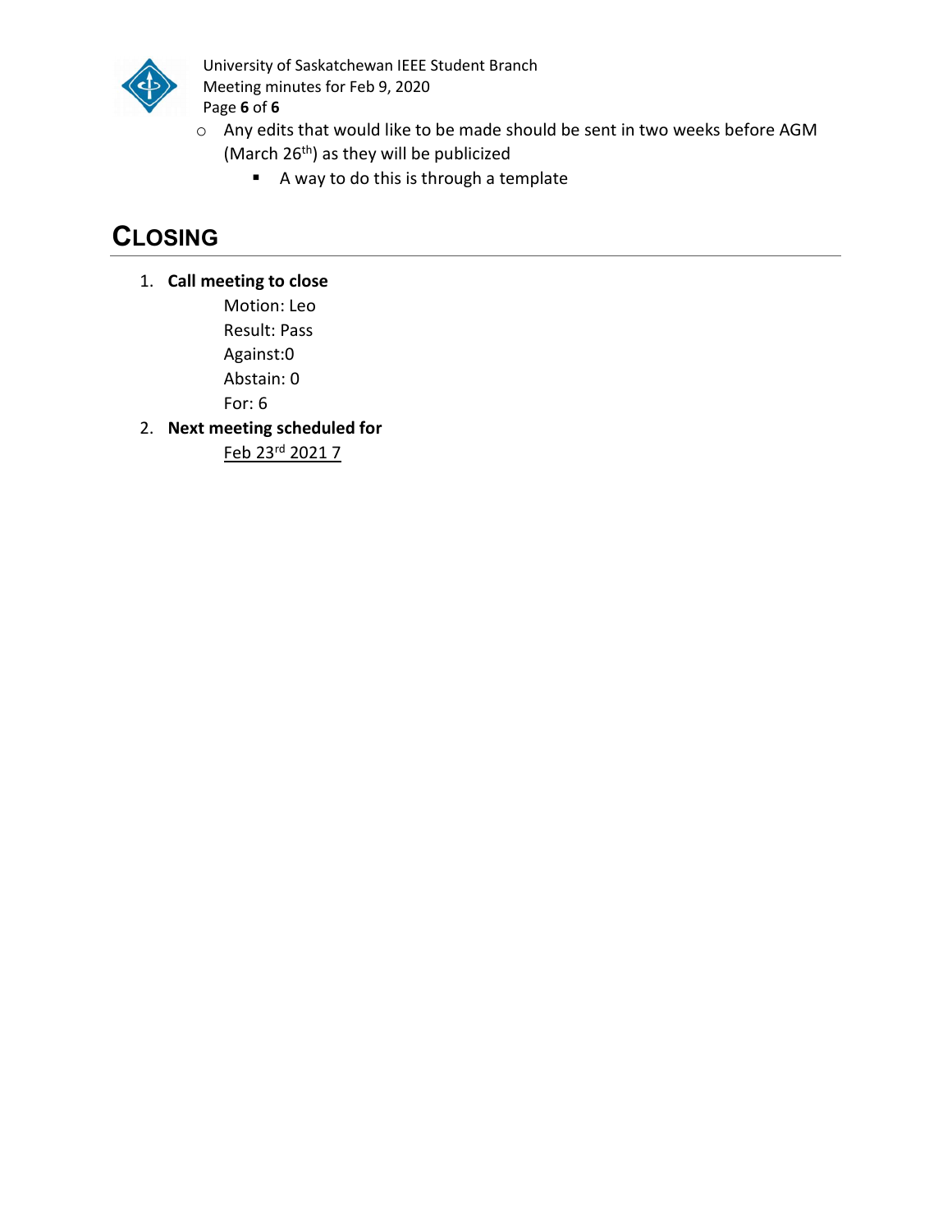- Any edits that would like to be made should be sent in two weeks before AGM (March 26th) as they will be publicized
  - A way to do this is through a template

# CLOSING

1. **Call meeting to close**

   Motion: Leo
   Result: Pass
   Against:0
   Abstain: 0
   For: 6

2. **Next meeting scheduled for**

   Feb 23rd 2021 7